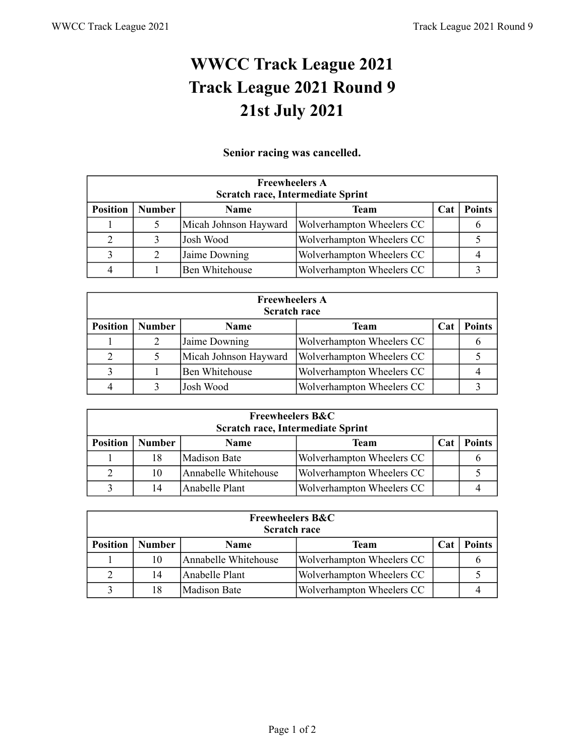# WWCC Track League 2021
# Track League 2021 Round 9
# 21st July 2021

**Senior racing was cancelled.**

| **Freewheelers A Scratch race, Intermediate Sprint** | | | | | |
|---|---|---|---|---|---|
| **Position** | **Number** | **Name** | **Team** | **Cat** | **Points** |
| 1 | 5 | Micah Johnson Hayward | Wolverhampton Wheelers CC | | 6 |
| 2 | 3 | Josh Wood | Wolverhampton Wheelers CC | | 5 |
| 3 | 2 | Jaime Downing | Wolverhampton Wheelers CC | | 4 |
| 4 | 1 | Ben Whitehouse | Wolverhampton Wheelers CC | | 3 |

| **Freewheelers A Scratch race** | | | | | |
|---|---|---|---|---|---|
| **Position** | **Number** | **Name** | **Team** | **Cat** | **Points** |
| 1 | 2 | Jaime Downing | Wolverhampton Wheelers CC | | 6 |
| 2 | 5 | Micah Johnson Hayward | Wolverhampton Wheelers CC | | 5 |
| 3 | 1 | Ben Whitehouse | Wolverhampton Wheelers CC | | 4 |
| 4 | 3 | Josh Wood | Wolverhampton Wheelers CC | | 3 |

| **Freewheelers B&C Scratch race, Intermediate Sprint** | | | | | |
|---|---|---|---|---|---|
| **Position** | **Number** | **Name** | **Team** | **Cat** | **Points** |
| 1 | 18 | Madison Bate | Wolverhampton Wheelers CC | | 6 |
| 2 | 10 | Annabelle Whitehouse | Wolverhampton Wheelers CC | | 5 |
| 3 | 14 | Anabelle Plant | Wolverhampton Wheelers CC | | 4 |

| **Freewheelers B&C Scratch race** | | | | | |
|---|---|---|---|---|---|
| **Position** | **Number** | **Name** | **Team** | **Cat** | **Points** |
| 1 | 10 | Annabelle Whitehouse | Wolverhampton Wheelers CC | | 6 |
| 2 | 14 | Anabelle Plant | Wolverhampton Wheelers CC | | 5 |
| 3 | 18 | Madison Bate | Wolverhampton Wheelers CC | | 4 |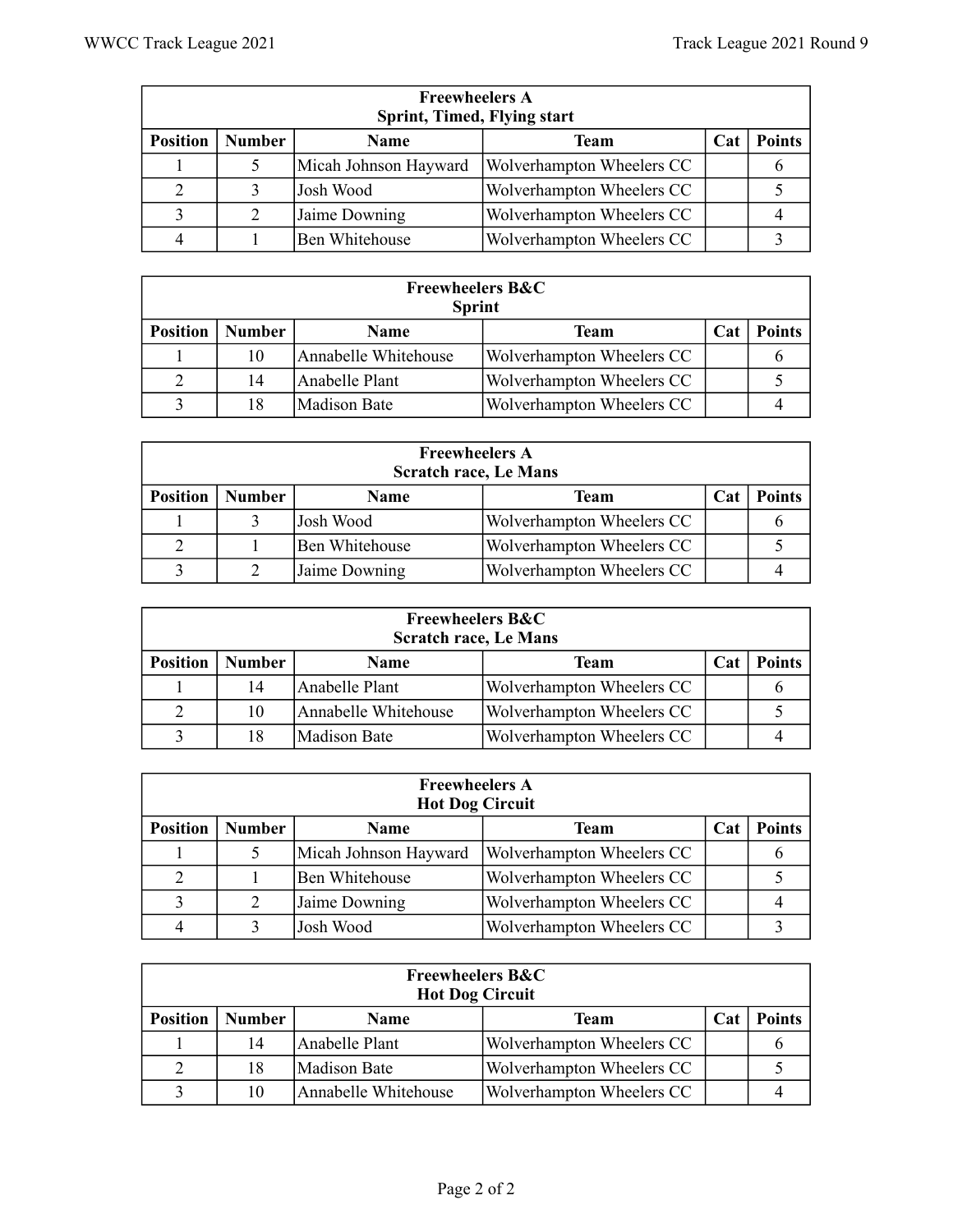| Freewheelers A<br>Sprint, Timed, Flying start | | | | | |
|---|---|---|---|---|---|
| **Position** | **Number** | **Name** | **Team** | **Cat** | **Points** |
| 1 | 5 | Micah Johnson Hayward | Wolverhampton Wheelers CC | | 6 |
| 2 | 3 | Josh Wood | Wolverhampton Wheelers CC | | 5 |
| 3 | 2 | Jaime Downing | Wolverhampton Wheelers CC | | 4 |
| 4 | 1 | Ben Whitehouse | Wolverhampton Wheelers CC | | 3 |

| Freewheelers B&C<br>Sprint | | | | | |
|---|---|---|---|---|---|
| **Position** | **Number** | **Name** | **Team** | **Cat** | **Points** |
| 1 | 10 | Annabelle Whitehouse | Wolverhampton Wheelers CC | | 6 |
| 2 | 14 | Anabelle Plant | Wolverhampton Wheelers CC | | 5 |
| 3 | 18 | Madison Bate | Wolverhampton Wheelers CC | | 4 |

| Freewheelers A<br>Scratch race, Le Mans | | | | | |
|---|---|---|---|---|---|
| **Position** | **Number** | **Name** | **Team** | **Cat** | **Points** |
| 1 | 3 | Josh Wood | Wolverhampton Wheelers CC | | 6 |
| 2 | 1 | Ben Whitehouse | Wolverhampton Wheelers CC | | 5 |
| 3 | 2 | Jaime Downing | Wolverhampton Wheelers CC | | 4 |

| Freewheelers B&C<br>Scratch race, Le Mans | | | | | |
|---|---|---|---|---|---|
| **Position** | **Number** | **Name** | **Team** | **Cat** | **Points** |
| 1 | 14 | Anabelle Plant | Wolverhampton Wheelers CC | | 6 |
| 2 | 10 | Annabelle Whitehouse | Wolverhampton Wheelers CC | | 5 |
| 3 | 18 | Madison Bate | Wolverhampton Wheelers CC | | 4 |

| Freewheelers A<br>Hot Dog Circuit | | | | | |
|---|---|---|---|---|---|
| **Position** | **Number** | **Name** | **Team** | **Cat** | **Points** |
| 1 | 5 | Micah Johnson Hayward | Wolverhampton Wheelers CC | | 6 |
| 2 | 1 | Ben Whitehouse | Wolverhampton Wheelers CC | | 5 |
| 3 | 2 | Jaime Downing | Wolverhampton Wheelers CC | | 4 |
| 4 | 3 | Josh Wood | Wolverhampton Wheelers CC | | 3 |

| Freewheelers B&C<br>Hot Dog Circuit | | | | | |
|---|---|---|---|---|---|
| **Position** | **Number** | **Name** | **Team** | **Cat** | **Points** |
| 1 | 14 | Anabelle Plant | Wolverhampton Wheelers CC | | 6 |
| 2 | 18 | Madison Bate | Wolverhampton Wheelers CC | | 5 |
| 3 | 10 | Annabelle Whitehouse | Wolverhampton Wheelers CC | | 4 |